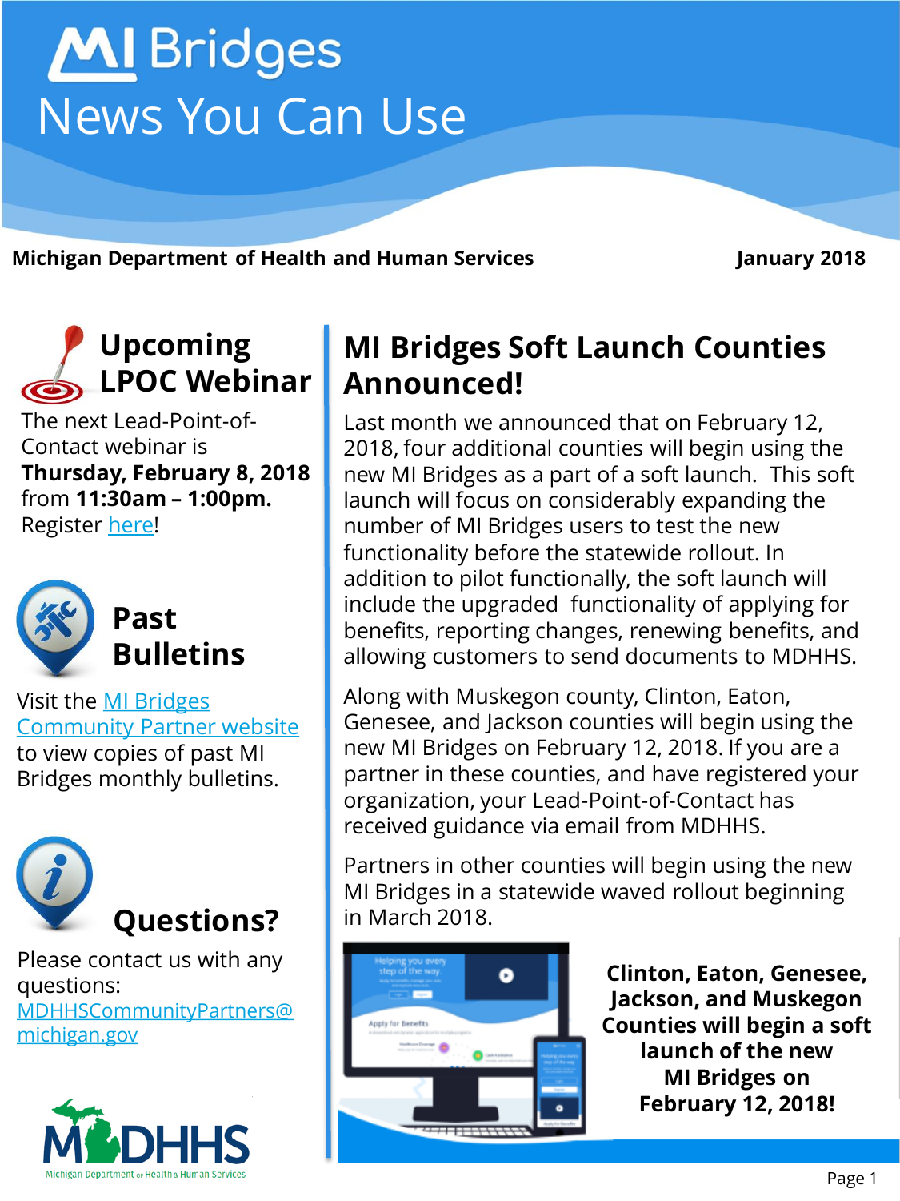# MI Bridges News You Can Use

**Michigan Department of Health and Human Services** **January 2018**

## Upcoming LPOC Webinar

The next Lead-Point-of-Contact webinar is **Thursday, February 8, 2018** from **11:30am – 1:00pm.** Register here!

## Past Bulletins

Visit the MI Bridges Community Partner website to view copies of past MI Bridges monthly bulletins.

## Questions?

Please contact us with any questions: MDHHSCommunityPartners@michigan.gov

## MI Bridges Soft Launch Counties Announced!

Last month we announced that on February 12, 2018, four additional counties will begin using the new MI Bridges as a part of a soft launch. This soft launch will focus on considerably expanding the number of MI Bridges users to test the new functionality before the statewide rollout. In addition to pilot functionally, the soft launch will include the upgraded functionality of applying for benefits, reporting changes, renewing benefits, and allowing customers to send documents to MDHHS.

Along with Muskegon county, Clinton, Eaton, Genesee, and Jackson counties will begin using the new MI Bridges on February 12, 2018. If you are a partner in these counties, and have registered your organization, your Lead-Point-of-Contact has received guidance via email from MDHHS.

Partners in other counties will begin using the new MI Bridges in a statewide waved rollout beginning in March 2018.

**Clinton, Eaton, Genesee, Jackson, and Muskegon Counties will begin a soft launch of the new MI Bridges on February 12, 2018!**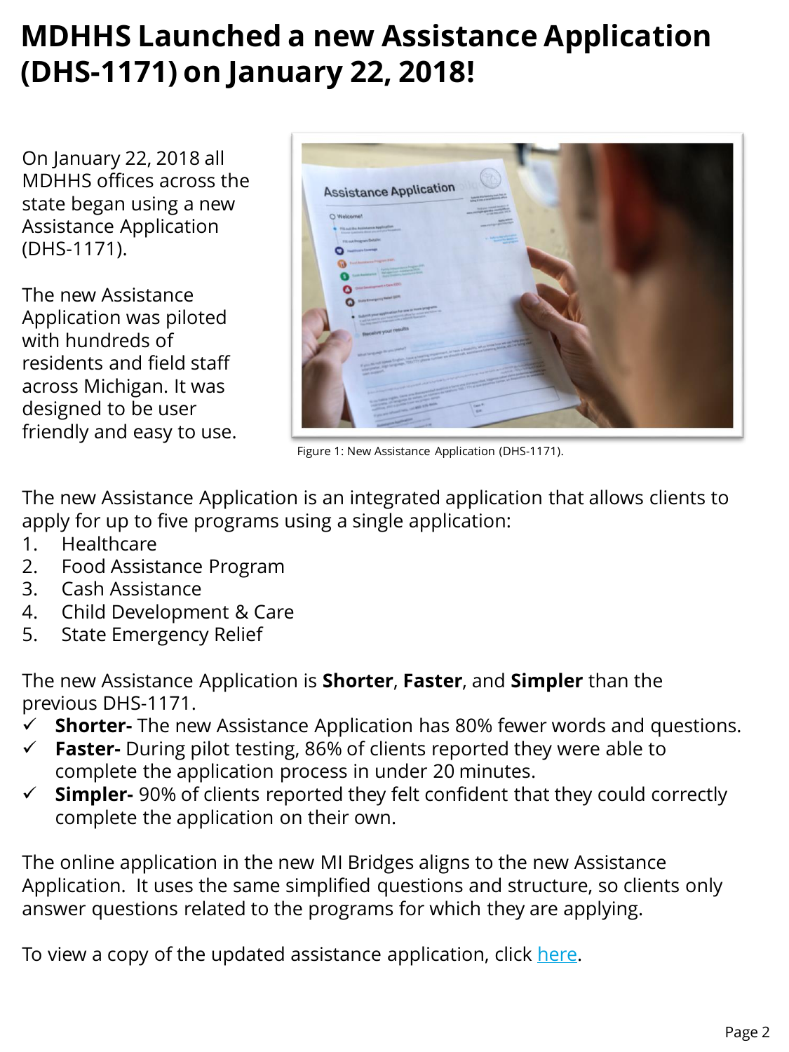# MDHHS Launched a new Assistance Application (DHS-1171) on January 22, 2018!

On January 22, 2018 all MDHHS offices across the state began using a new Assistance Application (DHS-1171).

The new Assistance Application was piloted with hundreds of residents and field staff across Michigan. It was designed to be user friendly and easy to use.

Figure 1: New Assistance Application (DHS-1171).

The new Assistance Application is an integrated application that allows clients to apply for up to five programs using a single application:

1. Healthcare
2. Food Assistance Program
3. Cash Assistance
4. Child Development & Care
5. State Emergency Relief

The new Assistance Application is **Shorter**, **Faster**, and **Simpler** than the previous DHS-1171.

- ✓ **Shorter-** The new Assistance Application has 80% fewer words and questions.
- ✓ **Faster-** During pilot testing, 86% of clients reported they were able to complete the application process in under 20 minutes.
- ✓ **Simpler-** 90% of clients reported they felt confident that they could correctly complete the application on their own.

The online application in the new MI Bridges aligns to the new Assistance Application. It uses the same simplified questions and structure, so clients only answer questions related to the programs for which they are applying.

To view a copy of the updated assistance application, click here.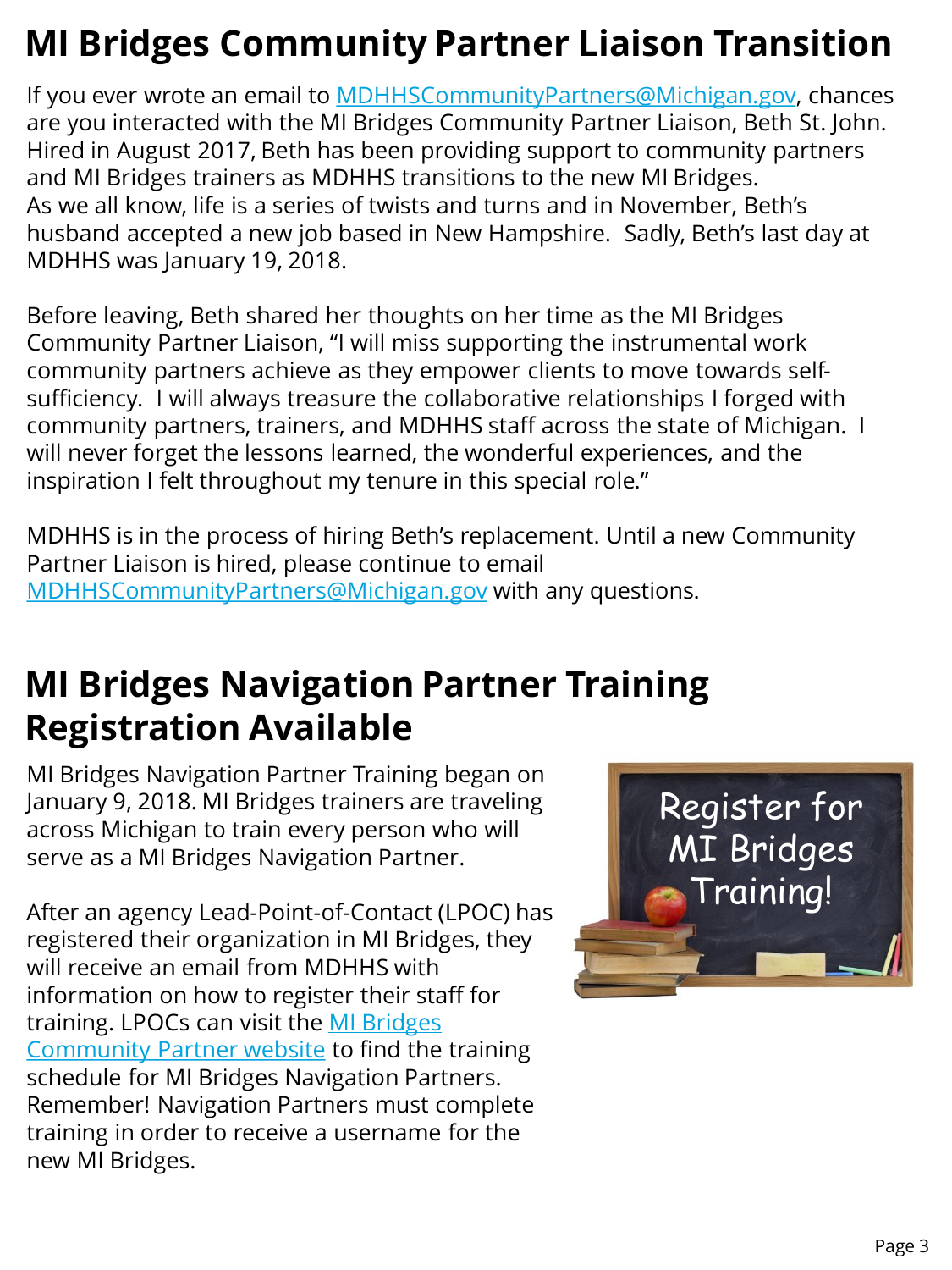# MI Bridges Community Partner Liaison Transition

If you ever wrote an email to [MDHHSCommunityPartners@Michigan.gov](mailto:MDHHSCommunityPartners@Michigan.gov), chances are you interacted with the MI Bridges Community Partner Liaison, Beth St. John. Hired in August 2017, Beth has been providing support to community partners and MI Bridges trainers as MDHHS transitions to the new MI Bridges. As we all know, life is a series of twists and turns and in November, Beth's husband accepted a new job based in New Hampshire. Sadly, Beth's last day at MDHHS was January 19, 2018.

Before leaving, Beth shared her thoughts on her time as the MI Bridges Community Partner Liaison, "I will miss supporting the instrumental work community partners achieve as they empower clients to move towards self-sufficiency. I will always treasure the collaborative relationships I forged with community partners, trainers, and MDHHS staff across the state of Michigan. I will never forget the lessons learned, the wonderful experiences, and the inspiration I felt throughout my tenure in this special role."

MDHHS is in the process of hiring Beth's replacement. Until a new Community Partner Liaison is hired, please continue to email [MDHHSCommunityPartners@Michigan.gov](mailto:MDHHSCommunityPartners@Michigan.gov) with any questions.

# MI Bridges Navigation Partner Training Registration Available

MI Bridges Navigation Partner Training began on January 9, 2018. MI Bridges trainers are traveling across Michigan to train every person who will serve as a MI Bridges Navigation Partner.

After an agency Lead-Point-of-Contact (LPOC) has registered their organization in MI Bridges, they will receive an email from MDHHS with information on how to register their staff for training. LPOCs can visit the MI Bridges Community Partner website to find the training schedule for MI Bridges Navigation Partners. Remember! Navigation Partners must complete training in order to receive a username for the new MI Bridges.

Register for MI Bridges Training!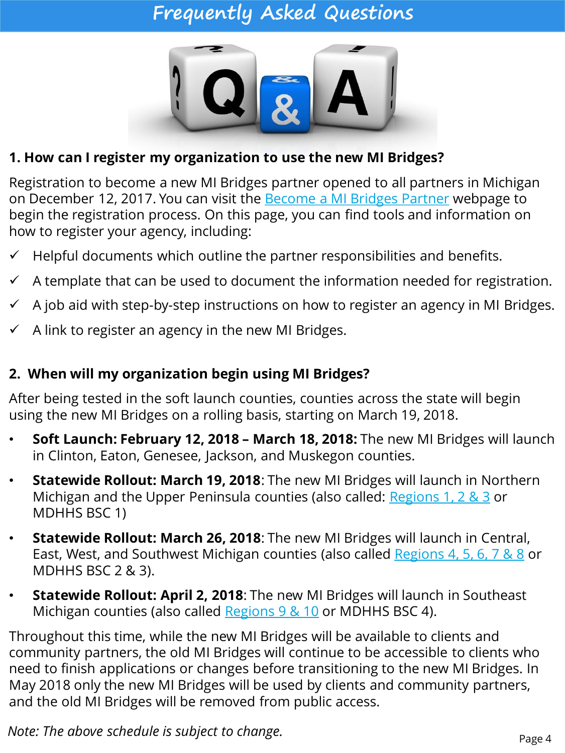# Frequently Asked Questions

**1. How can I register my organization to use the new MI Bridges?**

Registration to become a new MI Bridges partner opened to all partners in Michigan on December 12, 2017. You can visit the Become a MI Bridges Partner webpage to begin the registration process. On this page, you can find tools and information on how to register your agency, including:

- ✓ Helpful documents which outline the partner responsibilities and benefits.
- ✓ A template that can be used to document the information needed for registration.
- ✓ A job aid with step-by-step instructions on how to register an agency in MI Bridges.
- ✓ A link to register an agency in the new MI Bridges.

**2. When will my organization begin using MI Bridges?**

After being tested in the soft launch counties, counties across the state will begin using the new MI Bridges on a rolling basis, starting on March 19, 2018.

- **Soft Launch: February 12, 2018 – March 18, 2018:** The new MI Bridges will launch in Clinton, Eaton, Genesee, Jackson, and Muskegon counties.
- **Statewide Rollout: March 19, 2018**: The new MI Bridges will launch in Northern Michigan and the Upper Peninsula counties (also called: Regions 1, 2 & 3 or MDHHS BSC 1)
- **Statewide Rollout: March 26, 2018**: The new MI Bridges will launch in Central, East, West, and Southwest Michigan counties (also called Regions 4, 5, 6, 7 & 8 or MDHHS BSC 2 & 3).
- **Statewide Rollout: April 2, 2018**: The new MI Bridges will launch in Southeast Michigan counties (also called Regions 9 & 10 or MDHHS BSC 4).

Throughout this time, while the new MI Bridges will be available to clients and community partners, the old MI Bridges will continue to be accessible to clients who need to finish applications or changes before transitioning to the new MI Bridges. In May 2018 only the new MI Bridges will be used by clients and community partners, and the old MI Bridges will be removed from public access.

*Note: The above schedule is subject to change.*